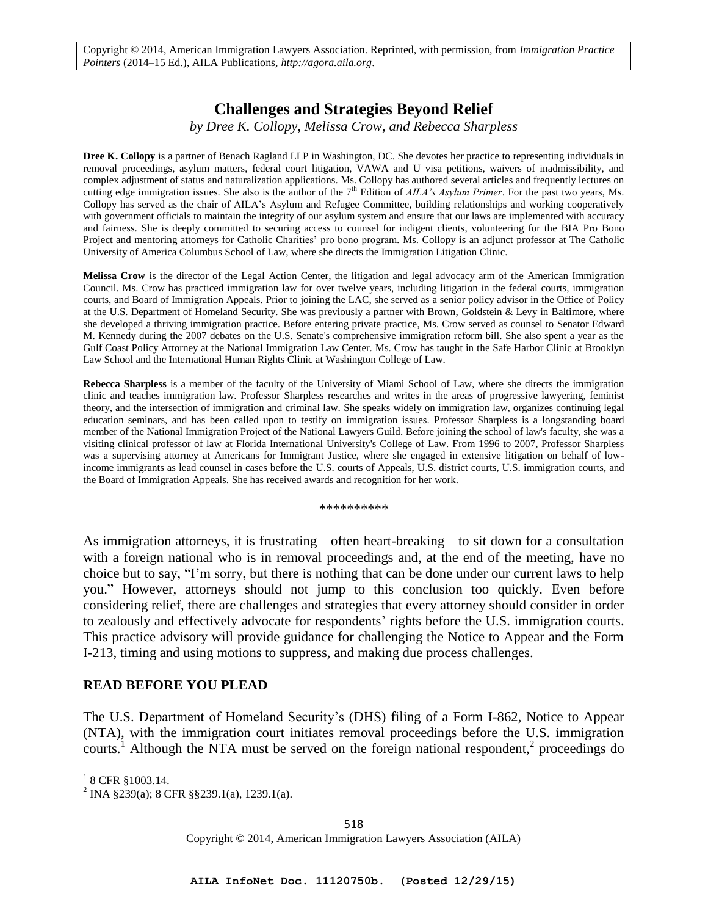Copyright © 2014, American Immigration Lawyers Association. Reprinted, with permission, from *Immigration Practice Pointers* (2014–15 Ed.), AILA Publications, *http://agora.aila.org*.

# Challenges and Strategies Beyond Relief

*by Dree K. Collopy, Melissa Crow, and Rebecca Sharpless*

**Dree K. Collopy** is a partner of Benach Ragland LLP in Washington, DC. She devotes her practice to representing individuals in removal proceedings, asylum matters, federal court litigation, VAWA and U visa petitions, waivers of inadmissibility, and complex adjustment of status and naturalization applications. Ms. Collopy has authored several articles and frequently lectures on cutting edge immigration issues. She also is the author of the 7th Edition of *AILA's Asylum Primer*. For the past two years, Ms. Collopy has served as the chair of AILA's Asylum and Refugee Committee, building relationships and working cooperatively with government officials to maintain the integrity of our asylum system and ensure that our laws are implemented with accuracy and fairness. She is deeply committed to securing access to counsel for indigent clients, volunteering for the BIA Pro Bono Project and mentoring attorneys for Catholic Charities' pro bono program. Ms. Collopy is an adjunct professor at The Catholic University of America Columbus School of Law, where she directs the Immigration Litigation Clinic.

**Melissa Crow** is the director of the Legal Action Center, the litigation and legal advocacy arm of the American Immigration Council. Ms. Crow has practiced immigration law for over twelve years, including litigation in the federal courts, immigration courts, and Board of Immigration Appeals. Prior to joining the LAC, she served as a senior policy advisor in the Office of Policy at the U.S. Department of Homeland Security. She was previously a partner with Brown, Goldstein & Levy in Baltimore, where she developed a thriving immigration practice. Before entering private practice, Ms. Crow served as counsel to Senator Edward M. Kennedy during the 2007 debates on the U.S. Senate's comprehensive immigration reform bill. She also spent a year as the Gulf Coast Policy Attorney at the National Immigration Law Center. Ms. Crow has taught in the Safe Harbor Clinic at Brooklyn Law School and the International Human Rights Clinic at Washington College of Law.

**Rebecca Sharpless** is a member of the faculty of the University of Miami School of Law, where she directs the immigration clinic and teaches immigration law. Professor Sharpless researches and writes in the areas of progressive lawyering, feminist theory, and the intersection of immigration and criminal law. She speaks widely on immigration law, organizes continuing legal education seminars, and has been called upon to testify on immigration issues. Professor Sharpless is a longstanding board member of the National Immigration Project of the National Lawyers Guild. Before joining the school of law's faculty, she was a visiting clinical professor of law at Florida International University's College of Law. From 1996 to 2007, Professor Sharpless was a supervising attorney at Americans for Immigrant Justice, where she engaged in extensive litigation on behalf of low-income immigrants as lead counsel in cases before the U.S. courts of Appeals, U.S. district courts, U.S. immigration courts, and the Board of Immigration Appeals. She has received awards and recognition for her work.

\*\*\*\*\*\*\*\*\*\*

As immigration attorneys, it is frustrating—often heart-breaking—to sit down for a consultation with a foreign national who is in removal proceedings and, at the end of the meeting, have no choice but to say, "I'm sorry, but there is nothing that can be done under our current laws to help you." However, attorneys should not jump to this conclusion too quickly. Even before considering relief, there are challenges and strategies that every attorney should consider in order to zealously and effectively advocate for respondents' rights before the U.S. immigration courts. This practice advisory will provide guidance for challenging the Notice to Appear and the Form I-213, timing and using motions to suppress, and making due process challenges.

## READ BEFORE YOU PLEAD

The U.S. Department of Homeland Security's (DHS) filing of a Form I-862, Notice to Appear (NTA), with the immigration court initiates removal proceedings before the U.S. immigration courts.[1] Although the NTA must be served on the foreign national respondent,[2] proceedings do

[1] 8 CFR §1003.14.

[2] INA §239(a); 8 CFR §§239.1(a), 1239.1(a).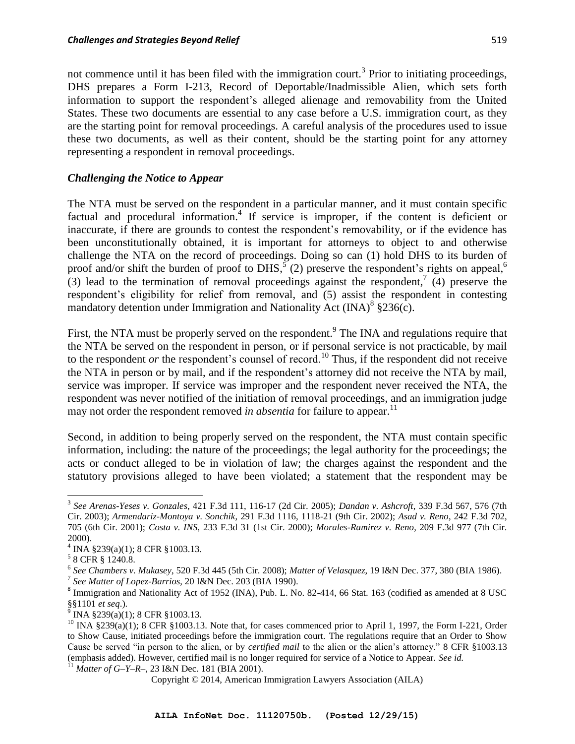not commence until it has been filed with the immigration court.[3] Prior to initiating proceedings, DHS prepares a Form I-213, Record of Deportable/Inadmissible Alien, which sets forth information to support the respondent's alleged alienage and removability from the United States. These two documents are essential to any case before a U.S. immigration court, as they are the starting point for removal proceedings. A careful analysis of the procedures used to issue these two documents, as well as their content, should be the starting point for any attorney representing a respondent in removal proceedings.

### *Challenging the Notice to Appear*

The NTA must be served on the respondent in a particular manner, and it must contain specific factual and procedural information.[4] If service is improper, if the content is deficient or inaccurate, if there are grounds to contest the respondent's removability, or if the evidence has been unconstitutionally obtained, it is important for attorneys to object to and otherwise challenge the NTA on the record of proceedings. Doing so can (1) hold DHS to its burden of proof and/or shift the burden of proof to DHS,[5] (2) preserve the respondent's rights on appeal,[6] (3) lead to the termination of removal proceedings against the respondent,[7] (4) preserve the respondent's eligibility for relief from removal, and (5) assist the respondent in contesting mandatory detention under Immigration and Nationality Act (INA)[8] §236(c).

First, the NTA must be properly served on the respondent.[9] The INA and regulations require that the NTA be served on the respondent in person, or if personal service is not practicable, by mail to the respondent *or* the respondent's counsel of record.[10] Thus, if the respondent did not receive the NTA in person or by mail, and if the respondent's attorney did not receive the NTA by mail, service was improper. If service was improper and the respondent never received the NTA, the respondent was never notified of the initiation of removal proceedings, and an immigration judge may not order the respondent removed *in absentia* for failure to appear.[11]

Second, in addition to being properly served on the respondent, the NTA must contain specific information, including: the nature of the proceedings; the legal authority for the proceedings; the acts or conduct alleged to be in violation of law; the charges against the respondent and the statutory provisions alleged to have been violated; a statement that the respondent may be

---

[3] *See Arenas-Yeses v. Gonzales*, 421 F.3d 111, 116-17 (2d Cir. 2005); *Dandan v. Ashcroft*, 339 F.3d 567, 576 (7th Cir. 2003); *Armendariz-Montoya v. Sonchik*, 291 F.3d 1116, 1118-21 (9th Cir. 2002); *Asad v. Reno*, 242 F.3d 702, 705 (6th Cir. 2001); *Costa v. INS*, 233 F.3d 31 (1st Cir. 2000); *Morales-Ramirez v. Reno*, 209 F.3d 977 (7th Cir. 2000).

[4] INA §239(a)(1); 8 CFR §1003.13.

[5] 8 CFR § 1240.8.

[6] *See Chambers v. Mukasey*, 520 F.3d 445 (5th Cir. 2008); *Matter of Velasquez*, 19 I&N Dec. 377, 380 (BIA 1986).

[7] *See Matter of Lopez-Barrios*, 20 I&N Dec. 203 (BIA 1990).

[8] Immigration and Nationality Act of 1952 (INA), Pub. L. No. 82-414, 66 Stat. 163 (codified as amended at 8 USC §§1101 *et seq*.).

[9] INA §239(a)(1); 8 CFR §1003.13.

[10] INA §239(a)(1); 8 CFR §1003.13. Note that, for cases commenced prior to April 1, 1997, the Form I-221, Order to Show Cause, initiated proceedings before the immigration court. The regulations require that an Order to Show Cause be served "in person to the alien, or by *certified mail* to the alien or the alien's attorney." 8 CFR §1003.13 (emphasis added). However, certified mail is no longer required for service of a Notice to Appear. *See id.*

[11] *Matter of G–Y–R–*, 23 I&N Dec. 181 (BIA 2001).

Copyright © 2014, American Immigration Lawyers Association (AILA)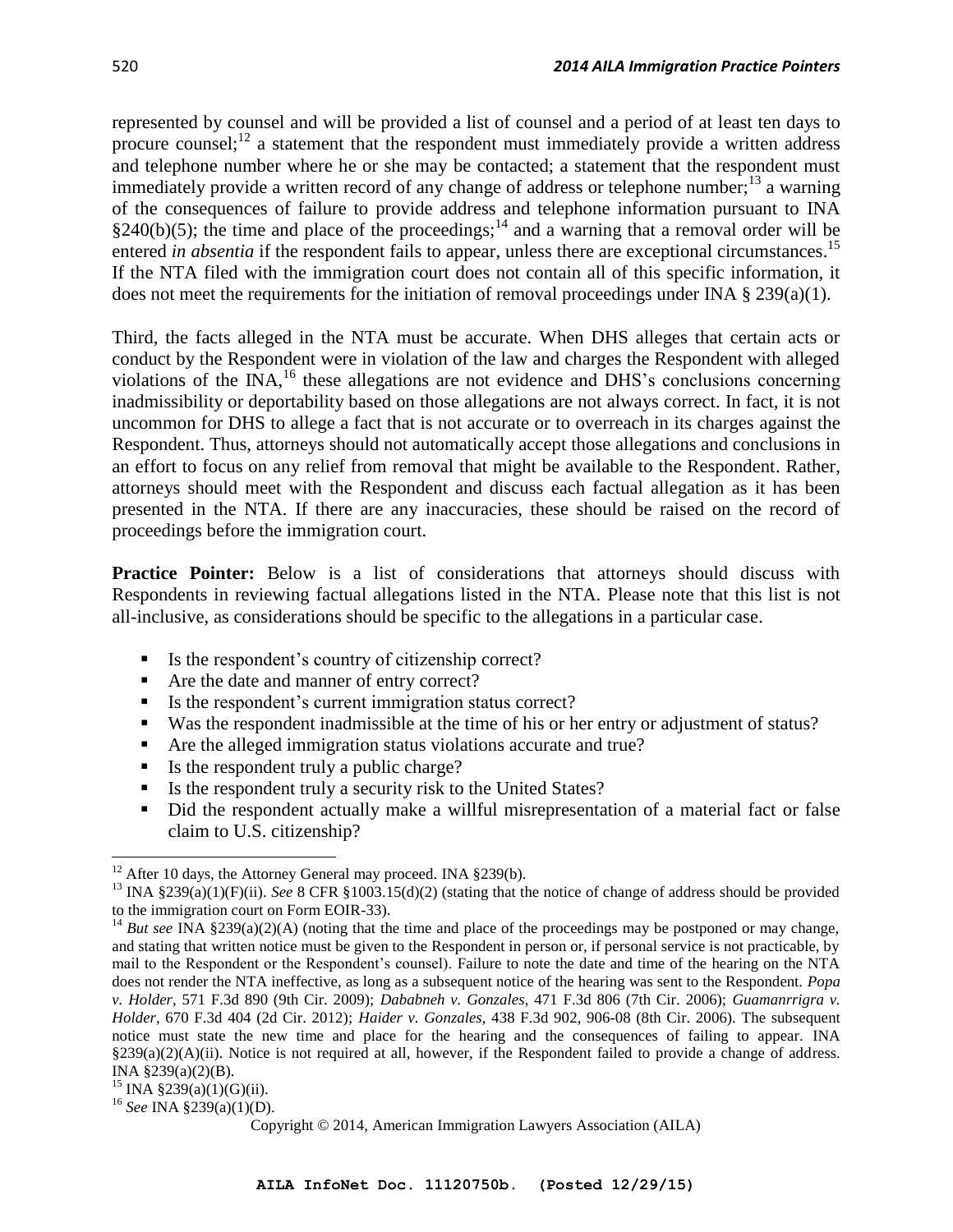represented by counsel and will be provided a list of counsel and a period of at least ten days to procure counsel;[12] a statement that the respondent must immediately provide a written address and telephone number where he or she may be contacted; a statement that the respondent must immediately provide a written record of any change of address or telephone number;[13] a warning of the consequences of failure to provide address and telephone information pursuant to INA §240(b)(5); the time and place of the proceedings;[14] and a warning that a removal order will be entered *in absentia* if the respondent fails to appear, unless there are exceptional circumstances.[15] If the NTA filed with the immigration court does not contain all of this specific information, it does not meet the requirements for the initiation of removal proceedings under INA § 239(a)(1).

Third, the facts alleged in the NTA must be accurate. When DHS alleges that certain acts or conduct by the Respondent were in violation of the law and charges the Respondent with alleged violations of the INA,[16] these allegations are not evidence and DHS's conclusions concerning inadmissibility or deportability based on those allegations are not always correct. In fact, it is not uncommon for DHS to allege a fact that is not accurate or to overreach in its charges against the Respondent. Thus, attorneys should not automatically accept those allegations and conclusions in an effort to focus on any relief from removal that might be available to the Respondent. Rather, attorneys should meet with the Respondent and discuss each factual allegation as it has been presented in the NTA. If there are any inaccuracies, these should be raised on the record of proceedings before the immigration court.

**Practice Pointer:** Below is a list of considerations that attorneys should discuss with Respondents in reviewing factual allegations listed in the NTA. Please note that this list is not all-inclusive, as considerations should be specific to the allegations in a particular case.

- Is the respondent's country of citizenship correct?
- Are the date and manner of entry correct?
- Is the respondent's current immigration status correct?
- Was the respondent inadmissible at the time of his or her entry or adjustment of status?
- Are the alleged immigration status violations accurate and true?
- Is the respondent truly a public charge?
- Is the respondent truly a security risk to the United States?
- Did the respondent actually make a willful misrepresentation of a material fact or false claim to U.S. citizenship?

---

[12] After 10 days, the Attorney General may proceed. INA §239(b).

[13] INA §239(a)(1)(F)(ii). *See* 8 CFR §1003.15(d)(2) (stating that the notice of change of address should be provided to the immigration court on Form EOIR-33).

[14] *But see* INA §239(a)(2)(A) (noting that the time and place of the proceedings may be postponed or may change, and stating that written notice must be given to the Respondent in person or, if personal service is not practicable, by mail to the Respondent or the Respondent's counsel). Failure to note the date and time of the hearing on the NTA does not render the NTA ineffective, as long as a subsequent notice of the hearing was sent to the Respondent. *Popa v. Holder*, 571 F.3d 890 (9th Cir. 2009); *Dababneh v. Gonzales*, 471 F.3d 806 (7th Cir. 2006); *Guamanrrigra v. Holder*, 670 F.3d 404 (2d Cir. 2012); *Haider v. Gonzales*, 438 F.3d 902, 906-08 (8th Cir. 2006). The subsequent notice must state the new time and place for the hearing and the consequences of failing to appear. INA §239(a)(2)(A)(ii). Notice is not required at all, however, if the Respondent failed to provide a change of address. INA §239(a)(2)(B).

[15] INA §239(a)(1)(G)(ii).

[16] *See* INA §239(a)(1)(D).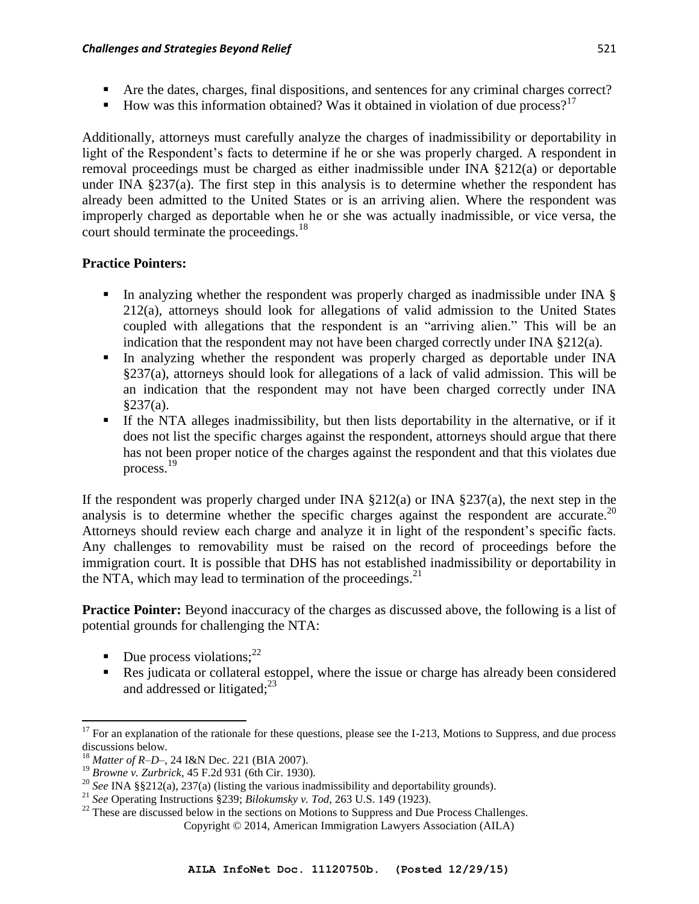- Are the dates, charges, final dispositions, and sentences for any criminal charges correct?
- How was this information obtained? Was it obtained in violation of due process?[17]

Additionally, attorneys must carefully analyze the charges of inadmissibility or deportability in light of the Respondent's facts to determine if he or she was properly charged. A respondent in removal proceedings must be charged as either inadmissible under INA §212(a) or deportable under INA §237(a). The first step in this analysis is to determine whether the respondent has already been admitted to the United States or is an arriving alien. Where the respondent was improperly charged as deportable when he or she was actually inadmissible, or vice versa, the court should terminate the proceedings.[18]

**Practice Pointers:**

- In analyzing whether the respondent was properly charged as inadmissible under INA § 212(a), attorneys should look for allegations of valid admission to the United States coupled with allegations that the respondent is an "arriving alien." This will be an indication that the respondent may not have been charged correctly under INA §212(a).
- In analyzing whether the respondent was properly charged as deportable under INA §237(a), attorneys should look for allegations of a lack of valid admission. This will be an indication that the respondent may not have been charged correctly under INA §237(a).
- If the NTA alleges inadmissibility, but then lists deportability in the alternative, or if it does not list the specific charges against the respondent, attorneys should argue that there has not been proper notice of the charges against the respondent and that this violates due process.[19]

If the respondent was properly charged under INA §212(a) or INA §237(a), the next step in the analysis is to determine whether the specific charges against the respondent are accurate.[20] Attorneys should review each charge and analyze it in light of the respondent's specific facts. Any challenges to removability must be raised on the record of proceedings before the immigration court. It is possible that DHS has not established inadmissibility or deportability in the NTA, which may lead to termination of the proceedings.[21]

**Practice Pointer:** Beyond inaccuracy of the charges as discussed above, the following is a list of potential grounds for challenging the NTA:

- Due process violations;[22]
- Res judicata or collateral estoppel, where the issue or charge has already been considered and addressed or litigated;[23]

---

[17] For an explanation of the rationale for these questions, please see the I-213, Motions to Suppress, and due process discussions below.

[18] *Matter of R–D–*, 24 I&N Dec. 221 (BIA 2007).

[19] *Browne v. Zurbrick*, 45 F.2d 931 (6th Cir. 1930).

[20] *See* INA §§212(a), 237(a) (listing the various inadmissibility and deportability grounds).

[21] *See* Operating Instructions §239; *Bilokumsky v. Tod*, 263 U.S. 149 (1923).

[22] These are discussed below in the sections on Motions to Suppress and Due Process Challenges.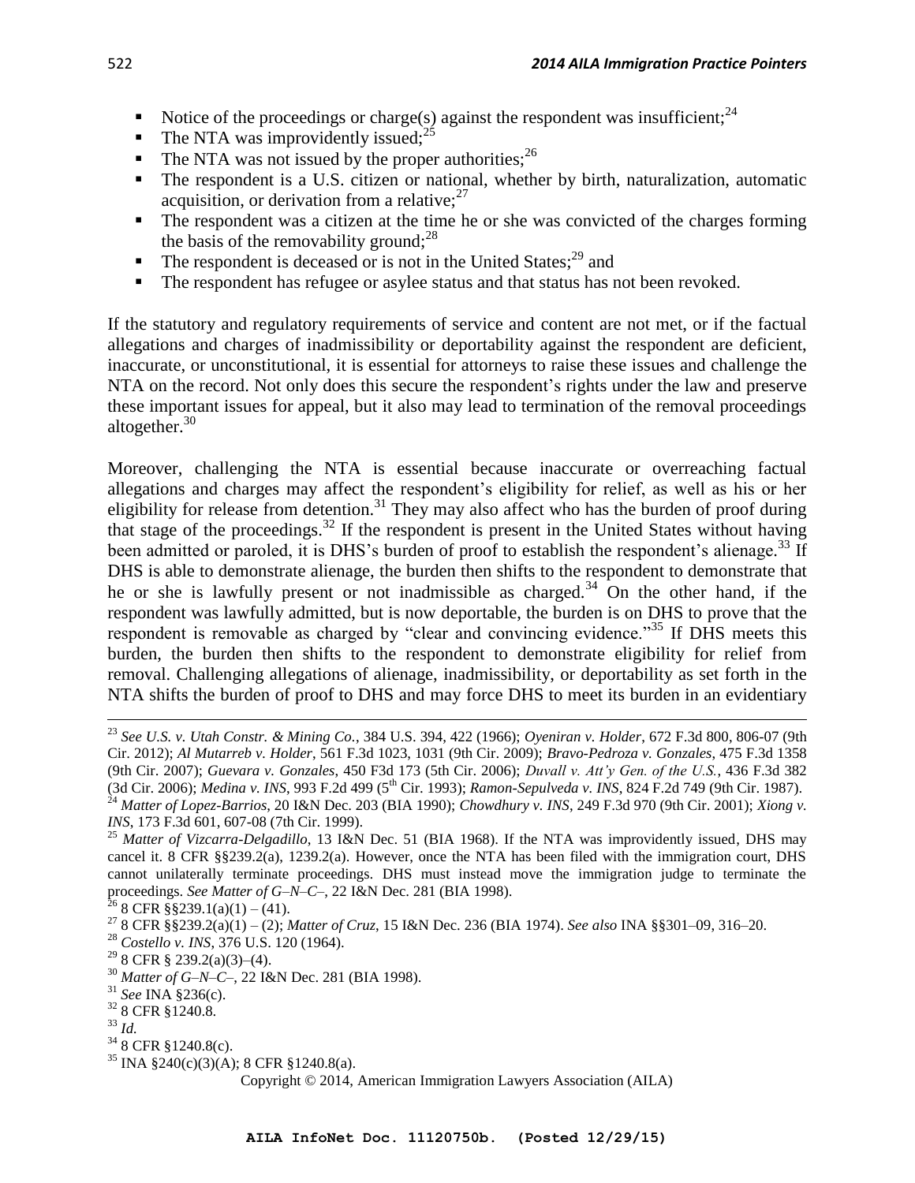- Notice of the proceedings or charge(s) against the respondent was insufficient;[24]
- The NTA was improvidently issued;[25]
- The NTA was not issued by the proper authorities;[26]
- The respondent is a U.S. citizen or national, whether by birth, naturalization, automatic acquisition, or derivation from a relative;[27]
- The respondent was a citizen at the time he or she was convicted of the charges forming the basis of the removability ground;[28]
- The respondent is deceased or is not in the United States;[29] and
- The respondent has refugee or asylee status and that status has not been revoked.

If the statutory and regulatory requirements of service and content are not met, or if the factual allegations and charges of inadmissibility or deportability against the respondent are deficient, inaccurate, or unconstitutional, it is essential for attorneys to raise these issues and challenge the NTA on the record. Not only does this secure the respondent's rights under the law and preserve these important issues for appeal, but it also may lead to termination of the removal proceedings altogether.[30]

Moreover, challenging the NTA is essential because inaccurate or overreaching factual allegations and charges may affect the respondent's eligibility for relief, as well as his or her eligibility for release from detention.[31] They may also affect who has the burden of proof during that stage of the proceedings.[32] If the respondent is present in the United States without having been admitted or paroled, it is DHS's burden of proof to establish the respondent's alienage.[33] If DHS is able to demonstrate alienage, the burden then shifts to the respondent to demonstrate that he or she is lawfully present or not inadmissible as charged.[34] On the other hand, if the respondent was lawfully admitted, but is now deportable, the burden is on DHS to prove that the respondent is removable as charged by "clear and convincing evidence."[35] If DHS meets this burden, the burden then shifts to the respondent to demonstrate eligibility for relief from removal. Challenging allegations of alienage, inadmissibility, or deportability as set forth in the NTA shifts the burden of proof to DHS and may force DHS to meet its burden in an evidentiary

---

[23] *See U.S. v. Utah Constr. & Mining Co.*, 384 U.S. 394, 422 (1966); *Oyeniran v. Holder*, 672 F.3d 800, 806-07 (9th Cir. 2012); *Al Mutarreb v. Holder*, 561 F.3d 1023, 1031 (9th Cir. 2009); *Bravo-Pedroza v. Gonzales*, 475 F.3d 1358 (9th Cir. 2007); *Guevara v. Gonzales*, 450 F3d 173 (5th Cir. 2006); *Duvall v. Att'y Gen. of the U.S.*, 436 F.3d 382 (3d Cir. 2006); *Medina v. INS*, 993 F.2d 499 (5th Cir. 1993); *Ramon-Sepulveda v. INS*, 824 F.2d 749 (9th Cir. 1987).

[24] *Matter of Lopez-Barrios*, 20 I&N Dec. 203 (BIA 1990); *Chowdhury v. INS*, 249 F.3d 970 (9th Cir. 2001); *Xiong v. INS*, 173 F.3d 601, 607-08 (7th Cir. 1999).

[25] *Matter of Vizcarra-Delgadillo*, 13 I&N Dec. 51 (BIA 1968). If the NTA was improvidently issued, DHS may cancel it. 8 CFR §§239.2(a), 1239.2(a). However, once the NTA has been filed with the immigration court, DHS cannot unilaterally terminate proceedings. DHS must instead move the immigration judge to terminate the proceedings. *See Matter of G–N–C–*, 22 I&N Dec. 281 (BIA 1998).

[26] 8 CFR §§239.1(a)(1) – (41).

[27] 8 CFR §§239.2(a)(1) – (2); *Matter of Cruz*, 15 I&N Dec. 236 (BIA 1974). *See also* INA §§301–09, 316–20.

[28] *Costello v. INS*, 376 U.S. 120 (1964).

[29] 8 CFR § 239.2(a)(3)–(4).

[30] *Matter of G–N–C–*, 22 I&N Dec. 281 (BIA 1998).

[31] *See* INA §236(c).

[32] 8 CFR §1240.8.

[33] *Id.*

[34] 8 CFR §1240.8(c).

[35] INA §240(c)(3)(A); 8 CFR §1240.8(a).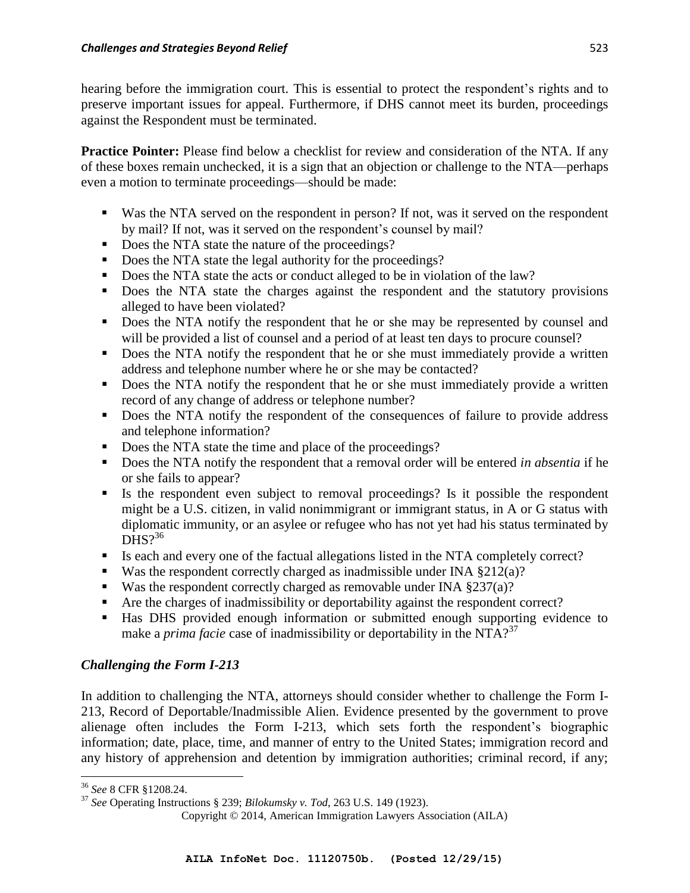hearing before the immigration court. This is essential to protect the respondent's rights and to preserve important issues for appeal. Furthermore, if DHS cannot meet its burden, proceedings against the Respondent must be terminated.

**Practice Pointer:** Please find below a checklist for review and consideration of the NTA. If any of these boxes remain unchecked, it is a sign that an objection or challenge to the NTA—perhaps even a motion to terminate proceedings—should be made:

- Was the NTA served on the respondent in person? If not, was it served on the respondent by mail? If not, was it served on the respondent's counsel by mail?
- Does the NTA state the nature of the proceedings?
- Does the NTA state the legal authority for the proceedings?
- Does the NTA state the acts or conduct alleged to be in violation of the law?
- Does the NTA state the charges against the respondent and the statutory provisions alleged to have been violated?
- Does the NTA notify the respondent that he or she may be represented by counsel and will be provided a list of counsel and a period of at least ten days to procure counsel?
- Does the NTA notify the respondent that he or she must immediately provide a written address and telephone number where he or she may be contacted?
- Does the NTA notify the respondent that he or she must immediately provide a written record of any change of address or telephone number?
- Does the NTA notify the respondent of the consequences of failure to provide address and telephone information?
- Does the NTA state the time and place of the proceedings?
- Does the NTA notify the respondent that a removal order will be entered *in absentia* if he or she fails to appear?
- Is the respondent even subject to removal proceedings? Is it possible the respondent might be a U.S. citizen, in valid nonimmigrant or immigrant status, in A or G status with diplomatic immunity, or an asylee or refugee who has not yet had his status terminated by DHS?[36]
- Is each and every one of the factual allegations listed in the NTA completely correct?
- Was the respondent correctly charged as inadmissible under INA §212(a)?
- Was the respondent correctly charged as removable under INA §237(a)?
- Are the charges of inadmissibility or deportability against the respondent correct?
- Has DHS provided enough information or submitted enough supporting evidence to make a *prima facie* case of inadmissibility or deportability in the NTA?[37]

### *Challenging the Form I-213*

In addition to challenging the NTA, attorneys should consider whether to challenge the Form I-213, Record of Deportable/Inadmissible Alien. Evidence presented by the government to prove alienage often includes the Form I-213, which sets forth the respondent's biographic information; date, place, time, and manner of entry to the United States; immigration record and any history of apprehension and detention by immigration authorities; criminal record, if any;

---

[36] *See* 8 CFR §1208.24.

[37] *See* Operating Instructions § 239; *Bilokumsky v. Tod*, 263 U.S. 149 (1923).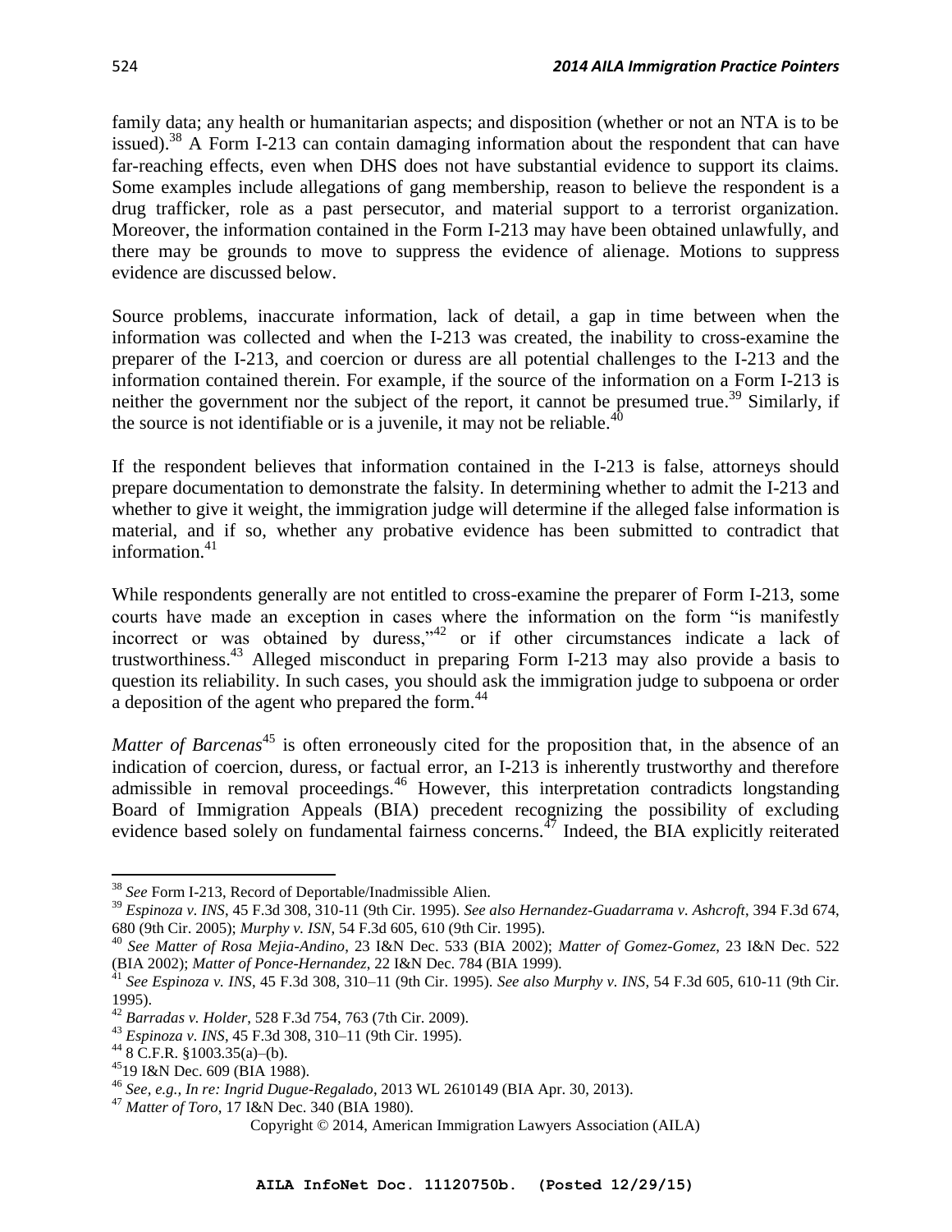family data; any health or humanitarian aspects; and disposition (whether or not an NTA is to be issued).[38] A Form I-213 can contain damaging information about the respondent that can have far-reaching effects, even when DHS does not have substantial evidence to support its claims. Some examples include allegations of gang membership, reason to believe the respondent is a drug trafficker, role as a past persecutor, and material support to a terrorist organization. Moreover, the information contained in the Form I-213 may have been obtained unlawfully, and there may be grounds to move to suppress the evidence of alienage. Motions to suppress evidence are discussed below.

Source problems, inaccurate information, lack of detail, a gap in time between when the information was collected and when the I-213 was created, the inability to cross-examine the preparer of the I-213, and coercion or duress are all potential challenges to the I-213 and the information contained therein. For example, if the source of the information on a Form I-213 is neither the government nor the subject of the report, it cannot be presumed true.[39] Similarly, if the source is not identifiable or is a juvenile, it may not be reliable.[40]

If the respondent believes that information contained in the I-213 is false, attorneys should prepare documentation to demonstrate the falsity. In determining whether to admit the I-213 and whether to give it weight, the immigration judge will determine if the alleged false information is material, and if so, whether any probative evidence has been submitted to contradict that information.[41]

While respondents generally are not entitled to cross-examine the preparer of Form I-213, some courts have made an exception in cases where the information on the form "is manifestly incorrect or was obtained by duress,"[42] or if other circumstances indicate a lack of trustworthiness.[43] Alleged misconduct in preparing Form I-213 may also provide a basis to question its reliability. In such cases, you should ask the immigration judge to subpoena or order a deposition of the agent who prepared the form.[44]

*Matter of Barcenas*[45] is often erroneously cited for the proposition that, in the absence of an indication of coercion, duress, or factual error, an I-213 is inherently trustworthy and therefore admissible in removal proceedings.[46] However, this interpretation contradicts longstanding Board of Immigration Appeals (BIA) precedent recognizing the possibility of excluding evidence based solely on fundamental fairness concerns.[47] Indeed, the BIA explicitly reiterated

---

[38] *See* Form I-213, Record of Deportable/Inadmissible Alien.

[39] *Espinoza v. INS*, 45 F.3d 308, 310-11 (9th Cir. 1995). *See also Hernandez-Guadarrama v. Ashcroft*, 394 F.3d 674, 680 (9th Cir. 2005); *Murphy v. ISN*, 54 F.3d 605, 610 (9th Cir. 1995).

[40] *See Matter of Rosa Mejia-Andino*, 23 I&N Dec. 533 (BIA 2002); *Matter of Gomez-Gomez*, 23 I&N Dec. 522 (BIA 2002); *Matter of Ponce-Hernandez*, 22 I&N Dec. 784 (BIA 1999).

[41] *See Espinoza v. INS*, 45 F.3d 308, 310–11 (9th Cir. 1995). *See also Murphy v. INS*, 54 F.3d 605, 610-11 (9th Cir. 1995).

[42] *Barradas v. Holder*, 528 F.3d 754, 763 (7th Cir. 2009).

[43] *Espinoza v. INS*, 45 F.3d 308, 310–11 (9th Cir. 1995).

[44] 8 C.F.R. §1003.35(a)–(b).

[45] 19 I&N Dec. 609 (BIA 1988).

[46] *See, e.g., In re: Ingrid Dugue-Regalado*, 2013 WL 2610149 (BIA Apr. 30, 2013).

[47] *Matter of Toro*, 17 I&N Dec. 340 (BIA 1980).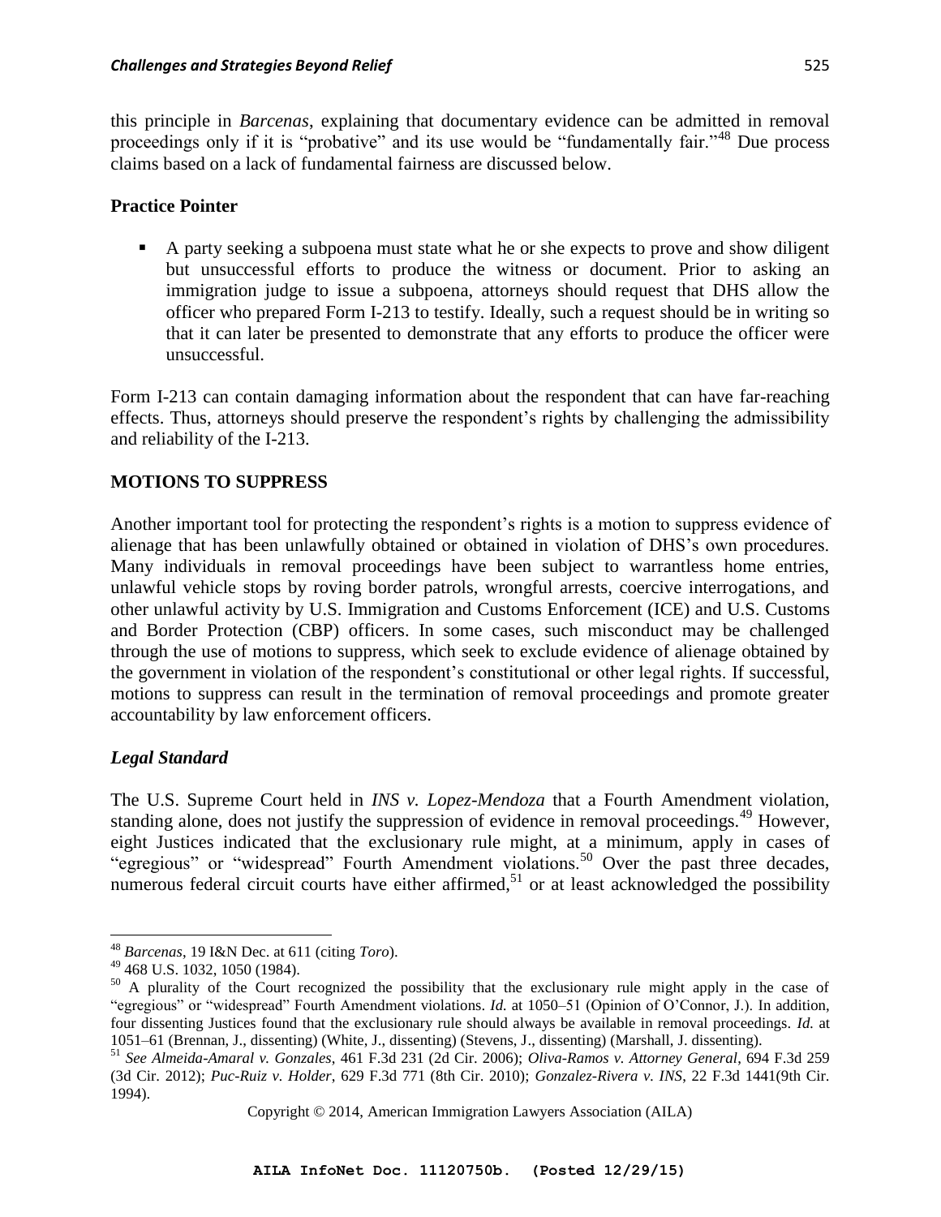this principle in *Barcenas*, explaining that documentary evidence can be admitted in removal proceedings only if it is "probative" and its use would be "fundamentally fair."[48] Due process claims based on a lack of fundamental fairness are discussed below.

**Practice Pointer**

- A party seeking a subpoena must state what he or she expects to prove and show diligent but unsuccessful efforts to produce the witness or document. Prior to asking an immigration judge to issue a subpoena, attorneys should request that DHS allow the officer who prepared Form I-213 to testify. Ideally, such a request should be in writing so that it can later be presented to demonstrate that any efforts to produce the officer were unsuccessful.

Form I-213 can contain damaging information about the respondent that can have far-reaching effects. Thus, attorneys should preserve the respondent's rights by challenging the admissibility and reliability of the I-213.

## MOTIONS TO SUPPRESS

Another important tool for protecting the respondent's rights is a motion to suppress evidence of alienage that has been unlawfully obtained or obtained in violation of DHS's own procedures. Many individuals in removal proceedings have been subject to warrantless home entries, unlawful vehicle stops by roving border patrols, wrongful arrests, coercive interrogations, and other unlawful activity by U.S. Immigration and Customs Enforcement (ICE) and U.S. Customs and Border Protection (CBP) officers. In some cases, such misconduct may be challenged through the use of motions to suppress, which seek to exclude evidence of alienage obtained by the government in violation of the respondent's constitutional or other legal rights. If successful, motions to suppress can result in the termination of removal proceedings and promote greater accountability by law enforcement officers.

### *Legal Standard*

The U.S. Supreme Court held in *INS v. Lopez-Mendoza* that a Fourth Amendment violation, standing alone, does not justify the suppression of evidence in removal proceedings.[49] However, eight Justices indicated that the exclusionary rule might, at a minimum, apply in cases of "egregious" or "widespread" Fourth Amendment violations.[50] Over the past three decades, numerous federal circuit courts have either affirmed,[51] or at least acknowledged the possibility

---

[48] *Barcenas*, 19 I&N Dec. at 611 (citing *Toro*).

[49] 468 U.S. 1032, 1050 (1984).

[50] A plurality of the Court recognized the possibility that the exclusionary rule might apply in the case of "egregious" or "widespread" Fourth Amendment violations. *Id.* at 1050–51 (Opinion of O'Connor, J.). In addition, four dissenting Justices found that the exclusionary rule should always be available in removal proceedings. *Id.* at 1051–61 (Brennan, J., dissenting) (White, J., dissenting) (Stevens, J., dissenting) (Marshall, J. dissenting).

[51] *See Almeida-Amaral v. Gonzales*, 461 F.3d 231 (2d Cir. 2006); *Oliva-Ramos v. Attorney General*, 694 F.3d 259 (3d Cir. 2012); *Puc-Ruiz v. Holder*, 629 F.3d 771 (8th Cir. 2010); *Gonzalez-Rivera v. INS*, 22 F.3d 1441(9th Cir. 1994).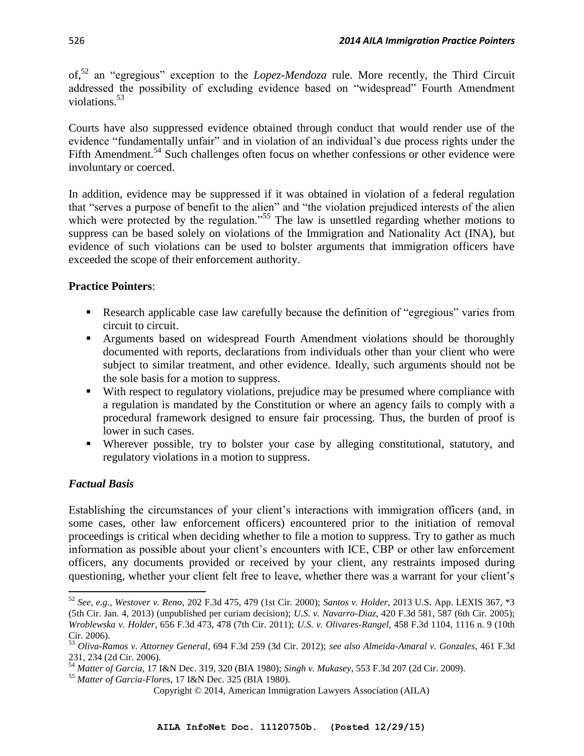of,[52] an "egregious" exception to the *Lopez-Mendoza* rule. More recently, the Third Circuit addressed the possibility of excluding evidence based on "widespread" Fourth Amendment violations.[53]

Courts have also suppressed evidence obtained through conduct that would render use of the evidence "fundamentally unfair" and in violation of an individual's due process rights under the Fifth Amendment.[54] Such challenges often focus on whether confessions or other evidence were involuntary or coerced.

In addition, evidence may be suppressed if it was obtained in violation of a federal regulation that "serves a purpose of benefit to the alien" and "the violation prejudiced interests of the alien which were protected by the regulation."[55] The law is unsettled regarding whether motions to suppress can be based solely on violations of the Immigration and Nationality Act (INA), but evidence of such violations can be used to bolster arguments that immigration officers have exceeded the scope of their enforcement authority.

**Practice Pointers**:

- Research applicable case law carefully because the definition of "egregious" varies from circuit to circuit.
- Arguments based on widespread Fourth Amendment violations should be thoroughly documented with reports, declarations from individuals other than your client who were subject to similar treatment, and other evidence. Ideally, such arguments should not be the sole basis for a motion to suppress.
- With respect to regulatory violations, prejudice may be presumed where compliance with a regulation is mandated by the Constitution or where an agency fails to comply with a procedural framework designed to ensure fair processing. Thus, the burden of proof is lower in such cases.
- Wherever possible, try to bolster your case by alleging constitutional, statutory, and regulatory violations in a motion to suppress.

### *Factual Basis*

Establishing the circumstances of your client's interactions with immigration officers (and, in some cases, other law enforcement officers) encountered prior to the initiation of removal proceedings is critical when deciding whether to file a motion to suppress. Try to gather as much information as possible about your client's encounters with ICE, CBP or other law enforcement officers, any documents provided or received by your client, any restraints imposed during questioning, whether your client felt free to leave, whether there was a warrant for your client's

---

[52] *See, e.g.*, *Westover v. Reno*, 202 F.3d 475, 479 (1st Cir. 2000); *Santos v. Holder*, 2013 U.S. App. LEXIS 367, *3 (5th Cir. Jan. 4, 2013) (unpublished per curiam decision); *U.S. v. Navarro-Diaz*, 420 F.3d 581, 587 (6th Cir. 2005); *Wroblewska v. Holder*, 656 F.3d 473, 478 (7th Cir. 2011); *U.S. v. Olivares-Rangel*, 458 F.3d 1104, 1116 n. 9 (10th Cir. 2006).

[53] *Oliva-Ramos v. Attorney General*, 694 F.3d 259 (3d Cir. 2012); *see also Almeida-Amaral v. Gonzales*, 461 F.3d 231, 234 (2d Cir. 2006).

[54] *Matter of Garcia*, 17 I&N Dec. 319, 320 (BIA 1980); *Singh v. Mukasey*, 553 F.3d 207 (2d Cir. 2009).

[55] *Matter of Garcia-Flores*, 17 I&N Dec. 325 (BIA 1980).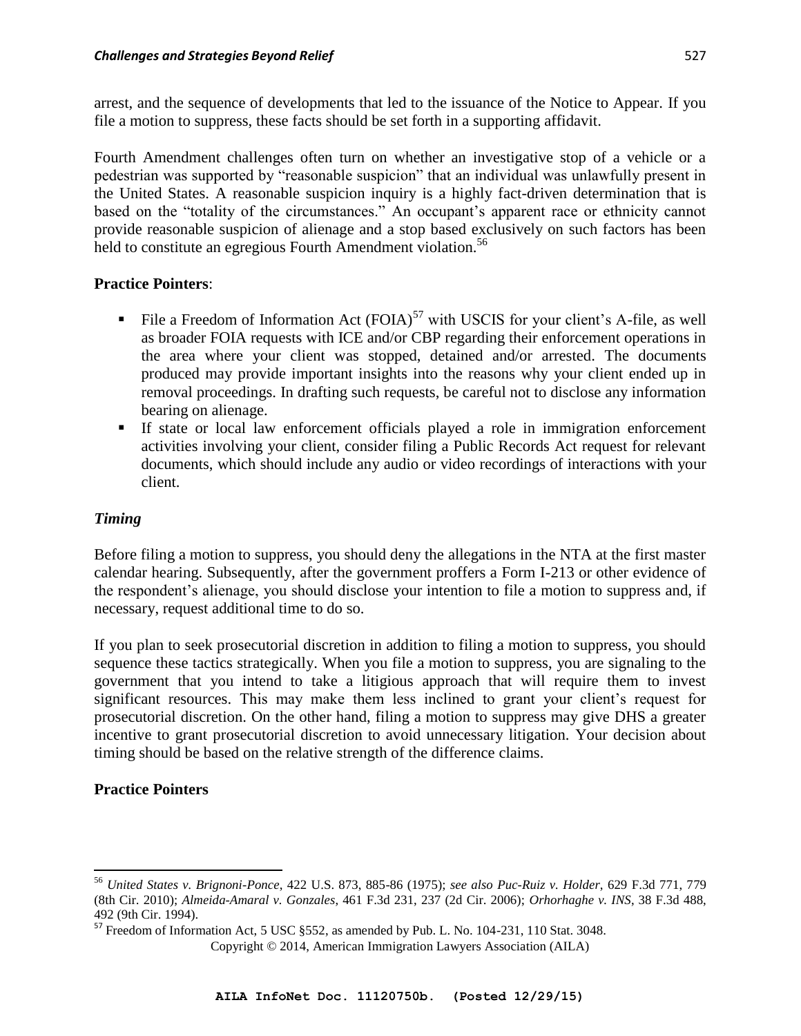arrest, and the sequence of developments that led to the issuance of the Notice to Appear. If you file a motion to suppress, these facts should be set forth in a supporting affidavit.

Fourth Amendment challenges often turn on whether an investigative stop of a vehicle or a pedestrian was supported by "reasonable suspicion" that an individual was unlawfully present in the United States. A reasonable suspicion inquiry is a highly fact-driven determination that is based on the "totality of the circumstances." An occupant's apparent race or ethnicity cannot provide reasonable suspicion of alienage and a stop based exclusively on such factors has been held to constitute an egregious Fourth Amendment violation.[56]

**Practice Pointers**:

- File a Freedom of Information Act (FOIA)[57] with USCIS for your client's A-file, as well as broader FOIA requests with ICE and/or CBP regarding their enforcement operations in the area where your client was stopped, detained and/or arrested. The documents produced may provide important insights into the reasons why your client ended up in removal proceedings. In drafting such requests, be careful not to disclose any information bearing on alienage.
- If state or local law enforcement officials played a role in immigration enforcement activities involving your client, consider filing a Public Records Act request for relevant documents, which should include any audio or video recordings of interactions with your client.

### *Timing*

Before filing a motion to suppress, you should deny the allegations in the NTA at the first master calendar hearing. Subsequently, after the government proffers a Form I-213 or other evidence of the respondent's alienage, you should disclose your intention to file a motion to suppress and, if necessary, request additional time to do so.

If you plan to seek prosecutorial discretion in addition to filing a motion to suppress, you should sequence these tactics strategically. When you file a motion to suppress, you are signaling to the government that you intend to take a litigious approach that will require them to invest significant resources. This may make them less inclined to grant your client's request for prosecutorial discretion. On the other hand, filing a motion to suppress may give DHS a greater incentive to grant prosecutorial discretion to avoid unnecessary litigation. Your decision about timing should be based on the relative strength of the difference claims.

**Practice Pointers**

---

[56] *United States v. Brignoni-Ponce*, 422 U.S. 873, 885-86 (1975); *see also Puc-Ruiz v. Holder*, 629 F.3d 771, 779 (8th Cir. 2010); *Almeida-Amaral v. Gonzales*, 461 F.3d 231, 237 (2d Cir. 2006); *Orhorhaghe v. INS*, 38 F.3d 488, 492 (9th Cir. 1994).

[57] Freedom of Information Act, 5 USC §552, as amended by Pub. L. No. 104-231, 110 Stat. 3048.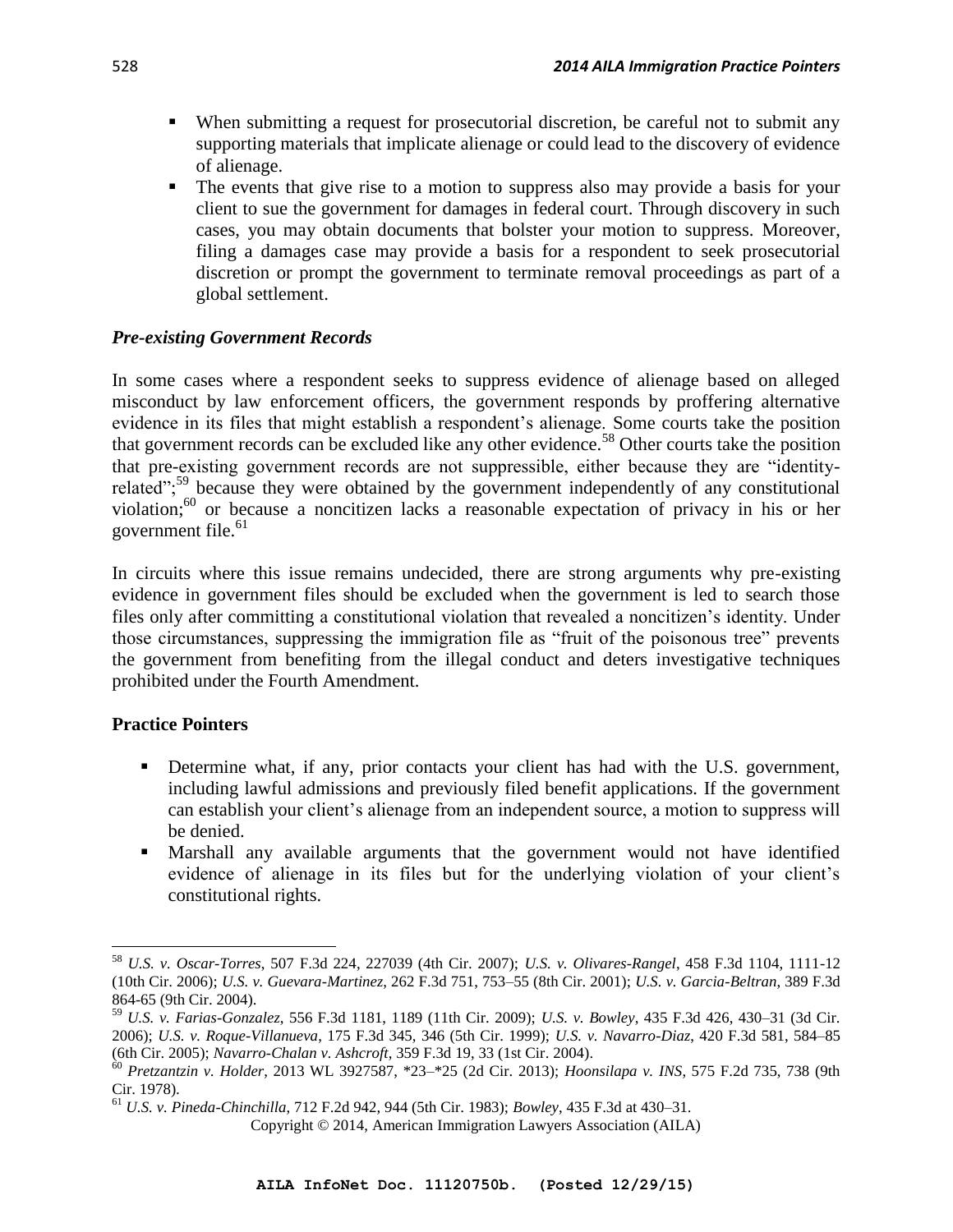- When submitting a request for prosecutorial discretion, be careful not to submit any supporting materials that implicate alienage or could lead to the discovery of evidence of alienage.
- The events that give rise to a motion to suppress also may provide a basis for your client to sue the government for damages in federal court. Through discovery in such cases, you may obtain documents that bolster your motion to suppress. Moreover, filing a damages case may provide a basis for a respondent to seek prosecutorial discretion or prompt the government to terminate removal proceedings as part of a global settlement.

### *Pre-existing Government Records*

In some cases where a respondent seeks to suppress evidence of alienage based on alleged misconduct by law enforcement officers, the government responds by proffering alternative evidence in its files that might establish a respondent's alienage. Some courts take the position that government records can be excluded like any other evidence.[58] Other courts take the position that pre-existing government records are not suppressible, either because they are "identity-related";[59] because they were obtained by the government independently of any constitutional violation;[60] or because a noncitizen lacks a reasonable expectation of privacy in his or her government file.[61]

In circuits where this issue remains undecided, there are strong arguments why pre-existing evidence in government files should be excluded when the government is led to search those files only after committing a constitutional violation that revealed a noncitizen's identity. Under those circumstances, suppressing the immigration file as "fruit of the poisonous tree" prevents the government from benefiting from the illegal conduct and deters investigative techniques prohibited under the Fourth Amendment.

### Practice Pointers

- Determine what, if any, prior contacts your client has had with the U.S. government, including lawful admissions and previously filed benefit applications. If the government can establish your client's alienage from an independent source, a motion to suppress will be denied.
- Marshall any available arguments that the government would not have identified evidence of alienage in its files but for the underlying violation of your client's constitutional rights.

---

[58] *U.S. v. Oscar-Torres*, 507 F.3d 224, 227039 (4th Cir. 2007); *U.S. v. Olivares-Rangel*, 458 F.3d 1104, 1111-12 (10th Cir. 2006); *U.S. v. Guevara-Martinez*, 262 F.3d 751, 753–55 (8th Cir. 2001); *U.S. v. Garcia-Beltran*, 389 F.3d 864-65 (9th Cir. 2004).

[59] *U.S. v. Farias-Gonzalez*, 556 F.3d 1181, 1189 (11th Cir. 2009); *U.S. v. Bowley*, 435 F.3d 426, 430–31 (3d Cir. 2006); *U.S. v. Roque-Villanueva*, 175 F.3d 345, 346 (5th Cir. 1999); *U.S. v. Navarro-Diaz*, 420 F.3d 581, 584–85 (6th Cir. 2005); *Navarro-Chalan v. Ashcroft*, 359 F.3d 19, 33 (1st Cir. 2004).

[60] *Pretzantzin v. Holder*, 2013 WL 3927587, *23–*25 (2d Cir. 2013); *Hoonsilapa v. INS*, 575 F.2d 735, 738 (9th Cir. 1978).

[61] *U.S. v. Pineda-Chinchilla*, 712 F.2d 942, 944 (5th Cir. 1983); *Bowley*, 435 F.3d at 430–31.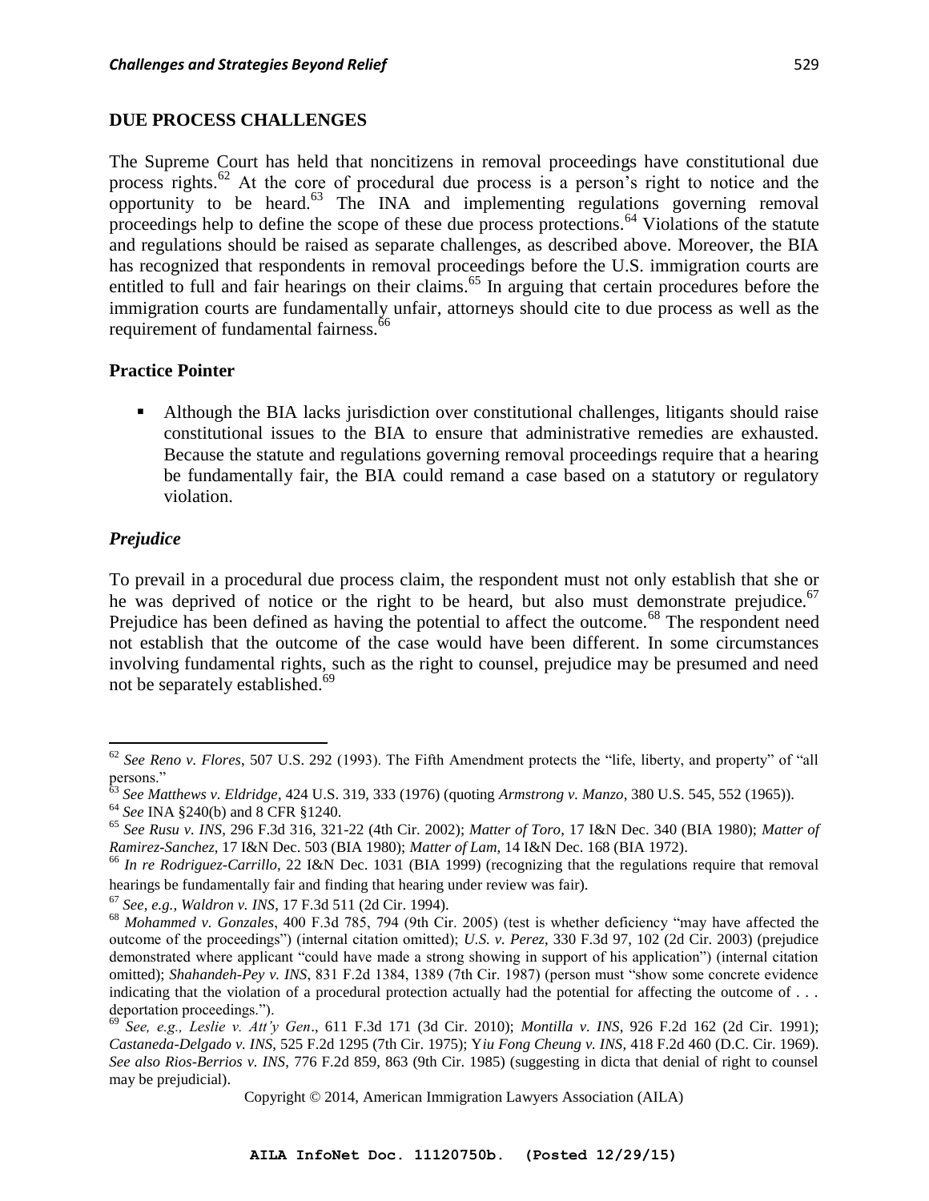## DUE PROCESS CHALLENGES

The Supreme Court has held that noncitizens in removal proceedings have constitutional due process rights.[62] At the core of procedural due process is a person's right to notice and the opportunity to be heard.[63] The INA and implementing regulations governing removal proceedings help to define the scope of these due process protections.[64] Violations of the statute and regulations should be raised as separate challenges, as described above. Moreover, the BIA has recognized that respondents in removal proceedings before the U.S. immigration courts are entitled to full and fair hearings on their claims.[65] In arguing that certain procedures before the immigration courts are fundamentally unfair, attorneys should cite to due process as well as the requirement of fundamental fairness.[66]

### Practice Pointer

- Although the BIA lacks jurisdiction over constitutional challenges, litigants should raise constitutional issues to the BIA to ensure that administrative remedies are exhausted. Because the statute and regulations governing removal proceedings require that a hearing be fundamentally fair, the BIA could remand a case based on a statutory or regulatory violation.

### *Prejudice*

To prevail in a procedural due process claim, the respondent must not only establish that she or he was deprived of notice or the right to be heard, but also must demonstrate prejudice.[67] Prejudice has been defined as having the potential to affect the outcome.[68] The respondent need not establish that the outcome of the case would have been different. In some circumstances involving fundamental rights, such as the right to counsel, prejudice may be presumed and need not be separately established.[69]

---

[62] *See Reno v. Flores*, 507 U.S. 292 (1993). The Fifth Amendment protects the "life, liberty, and property" of "all persons."

[63] *See Matthews v. Eldridge*, 424 U.S. 319, 333 (1976) (quoting *Armstrong v. Manzo*, 380 U.S. 545, 552 (1965)).

[64] *See* INA §240(b) and 8 CFR §1240.

[65] *See Rusu v. INS*, 296 F.3d 316, 321-22 (4th Cir. 2002); *Matter of Toro*, 17 I&N Dec. 340 (BIA 1980); *Matter of Ramirez-Sanchez*, 17 I&N Dec. 503 (BIA 1980); *Matter of Lam,* 14 I&N Dec. 168 (BIA 1972).

[66] *In re Rodriguez-Carrillo,* 22 I&N Dec. 1031 (BIA 1999) (recognizing that the regulations require that removal hearings be fundamentally fair and finding that hearing under review was fair).

[67] *See*, *e.g., Waldron v. INS*, 17 F.3d 511 (2d Cir. 1994).

[68] *Mohammed v. Gonzales*, 400 F.3d 785, 794 (9th Cir. 2005) (test is whether deficiency "may have affected the outcome of the proceedings") (internal citation omitted); *U.S. v. Perez*, 330 F.3d 97, 102 (2d Cir. 2003) (prejudice demonstrated where applicant "could have made a strong showing in support of his application") (internal citation omitted); *Shahandeh-Pey v. INS*, 831 F.2d 1384, 1389 (7th Cir. 1987) (person must "show some concrete evidence indicating that the violation of a procedural protection actually had the potential for affecting the outcome of . . . deportation proceedings.").

[69] *See, e.g., Leslie v. Att'y Gen*., 611 F.3d 171 (3d Cir. 2010); *Montilla v. INS*, 926 F.2d 162 (2d Cir. 1991); *Castaneda-Delgado v. INS*, 525 F.2d 1295 (7th Cir. 1975); *Yiu Fong Cheung v. INS*, 418 F.2d 460 (D.C. Cir. 1969). *See also Rios-Berrios v. INS*, 776 F.2d 859, 863 (9th Cir. 1985) (suggesting in dicta that denial of right to counsel may be prejudicial).

Copyright © 2014, American Immigration Lawyers Association (AILA)

**AILA InfoNet Doc. 11120750b. (Posted 12/29/15)**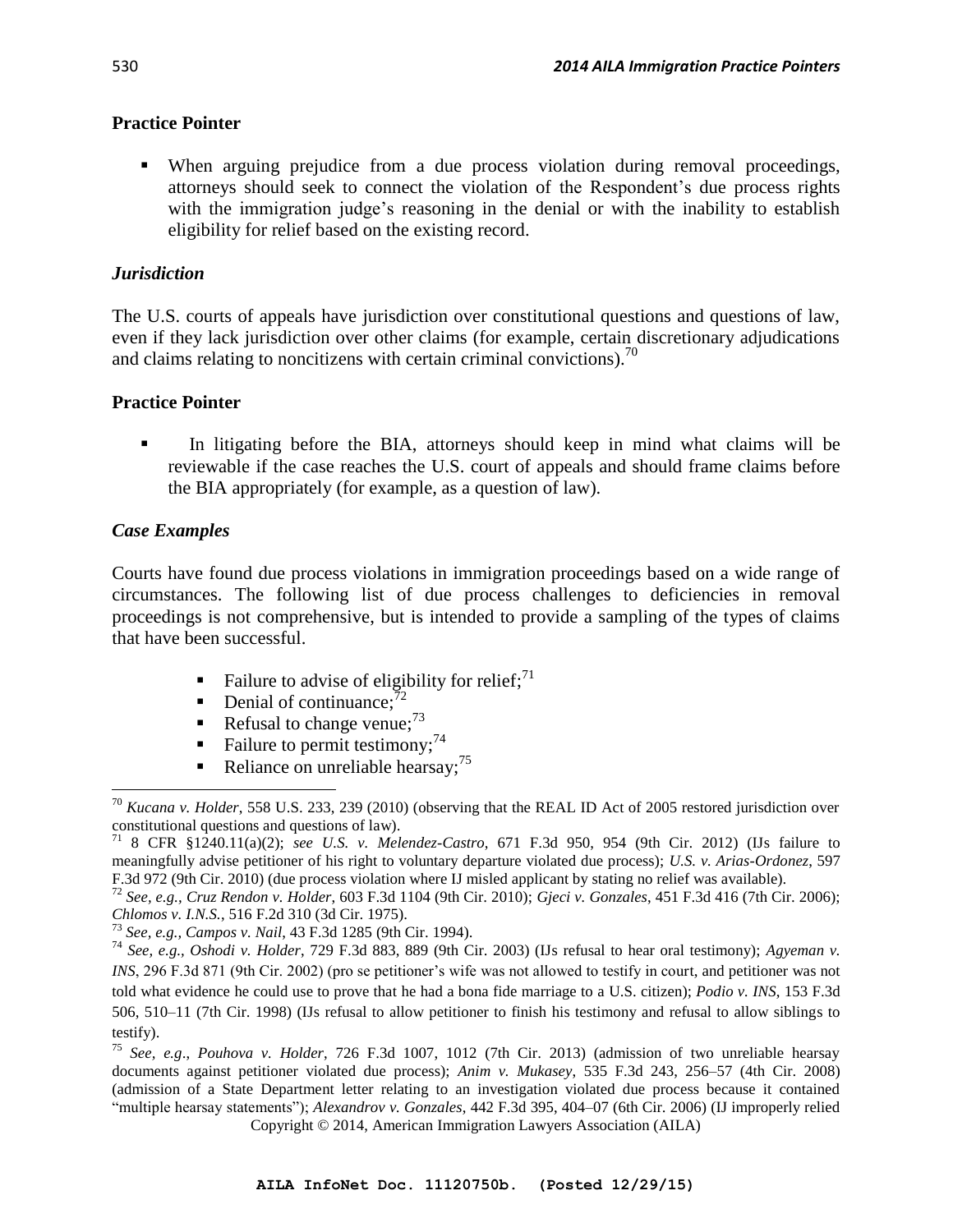## Practice Pointer

- When arguing prejudice from a due process violation during removal proceedings, attorneys should seek to connect the violation of the Respondent's due process rights with the immigration judge's reasoning in the denial or with the inability to establish eligibility for relief based on the existing record.

### *Jurisdiction*

The U.S. courts of appeals have jurisdiction over constitutional questions and questions of law, even if they lack jurisdiction over other claims (for example, certain discretionary adjudications and claims relating to noncitizens with certain criminal convictions).[70]

## Practice Pointer

- In litigating before the BIA, attorneys should keep in mind what claims will be reviewable if the case reaches the U.S. court of appeals and should frame claims before the BIA appropriately (for example, as a question of law).

### *Case Examples*

Courts have found due process violations in immigration proceedings based on a wide range of circumstances. The following list of due process challenges to deficiencies in removal proceedings is not comprehensive, but is intended to provide a sampling of the types of claims that have been successful.

- Failure to advise of eligibility for relief;[71]
- Denial of continuance;[72]
- Refusal to change venue;[73]
- Failure to permit testimony;[74]
- Reliance on unreliable hearsay;[75]

---

[70] *Kucana v. Holder*, 558 U.S. 233, 239 (2010) (observing that the REAL ID Act of 2005 restored jurisdiction over constitutional questions and questions of law).

[71] 8 CFR §1240.11(a)(2); *see U.S. v. Melendez-Castro*, 671 F.3d 950, 954 (9th Cir. 2012) (IJs failure to meaningfully advise petitioner of his right to voluntary departure violated due process); *U.S. v. Arias-Ordonez*, 597 F.3d 972 (9th Cir. 2010) (due process violation where IJ misled applicant by stating no relief was available).

[72] *See, e.g., Cruz Rendon v. Holder*, 603 F.3d 1104 (9th Cir. 2010); *Gjeci v. Gonzales*, 451 F.3d 416 (7th Cir. 2006); *Chlomos v. I.N.S.*, 516 F.2d 310 (3d Cir. 1975).

[73] *See, e.g., Campos v. Nail*, 43 F.3d 1285 (9th Cir. 1994).

[74] *See, e.g., Oshodi v. Holder*, 729 F.3d 883, 889 (9th Cir. 2003) (IJs refusal to hear oral testimony); *Agyeman v. INS*, 296 F.3d 871 (9th Cir. 2002) (pro se petitioner's wife was not allowed to testify in court, and petitioner was not told what evidence he could use to prove that he had a bona fide marriage to a U.S. citizen); *Podio v. INS*, 153 F.3d 506, 510–11 (7th Cir. 1998) (IJs refusal to allow petitioner to finish his testimony and refusal to allow siblings to testify).

[75] *See, e.g*., *Pouhova v. Holder*, 726 F.3d 1007, 1012 (7th Cir. 2013) (admission of two unreliable hearsay documents against petitioner violated due process); *Anim v. Mukasey*, 535 F.3d 243, 256–57 (4th Cir. 2008) (admission of a State Department letter relating to an investigation violated due process because it contained "multiple hearsay statements"); *Alexandrov v. Gonzales*, 442 F.3d 395, 404–07 (6th Cir. 2006) (IJ improperly relied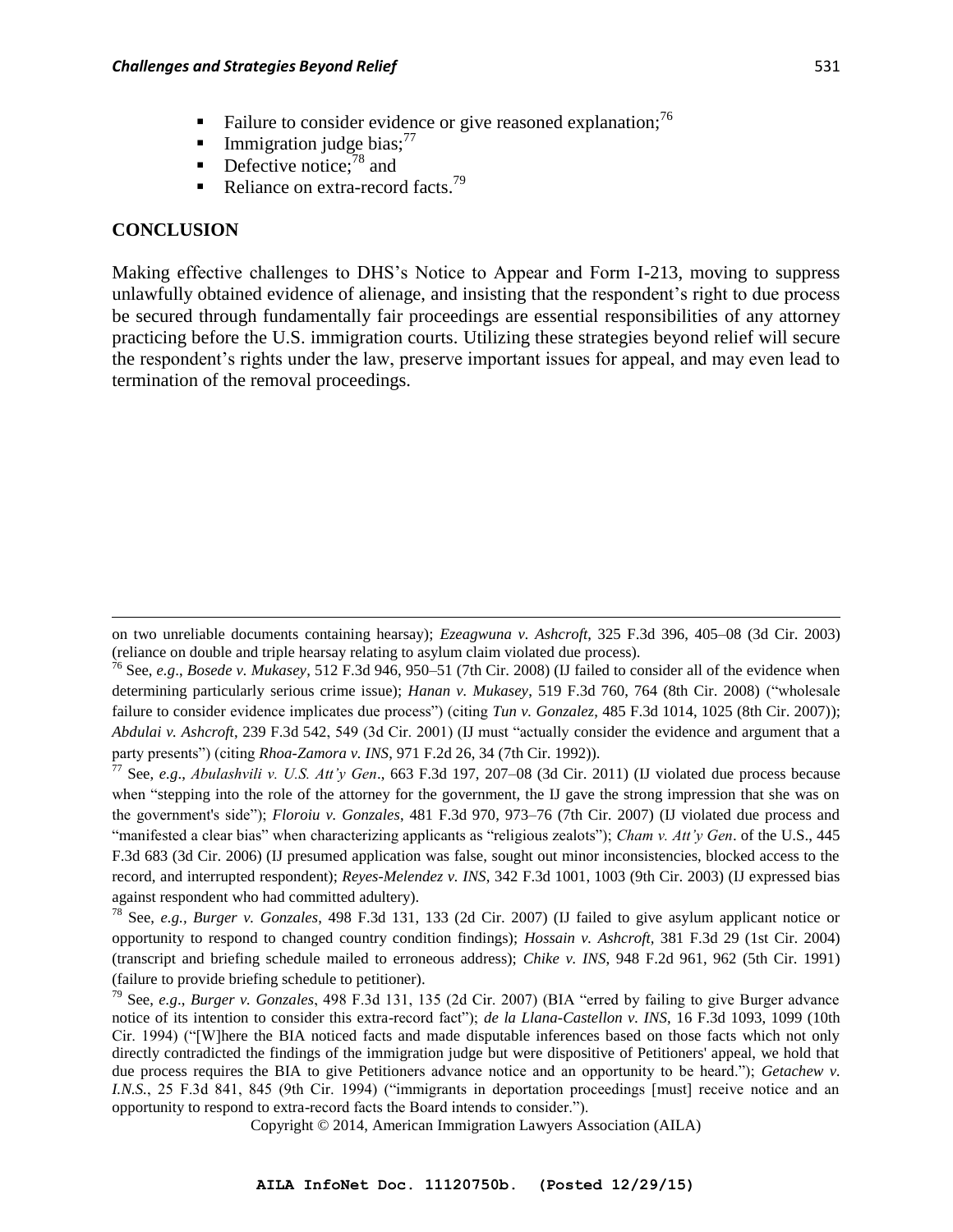- Failure to consider evidence or give reasoned explanation;[76]
- Immigration judge bias;[77]
- Defective notice;[78] and
- Reliance on extra-record facts.[79]

## CONCLUSION

Making effective challenges to DHS's Notice to Appear and Form I-213, moving to suppress unlawfully obtained evidence of alienage, and insisting that the respondent's right to due process be secured through fundamentally fair proceedings are essential responsibilities of any attorney practicing before the U.S. immigration courts. Utilizing these strategies beyond relief will secure the respondent's rights under the law, preserve important issues for appeal, and may even lead to termination of the removal proceedings.

---

on two unreliable documents containing hearsay); *Ezeagwuna v. Ashcroft*, 325 F.3d 396, 405–08 (3d Cir. 2003) (reliance on double and triple hearsay relating to asylum claim violated due process).

[76] See, *e.g*., *Bosede v. Mukasey*, 512 F.3d 946, 950–51 (7th Cir. 2008) (IJ failed to consider all of the evidence when determining particularly serious crime issue); *Hanan v. Mukasey*, 519 F.3d 760, 764 (8th Cir. 2008) ("wholesale failure to consider evidence implicates due process") (citing *Tun v. Gonzalez*, 485 F.3d 1014, 1025 (8th Cir. 2007)); *Abdulai v. Ashcroft*, 239 F.3d 542, 549 (3d Cir. 2001) (IJ must "actually consider the evidence and argument that a party presents") (citing *Rhoa-Zamora v. INS*, 971 F.2d 26, 34 (7th Cir. 1992)).

[77] See, *e.g*., *Abulashvili v. U.S. Att'y Gen*., 663 F.3d 197, 207–08 (3d Cir. 2011) (IJ violated due process because when "stepping into the role of the attorney for the government, the IJ gave the strong impression that she was on the government's side"); *Floroiu v. Gonzales*, 481 F.3d 970, 973–76 (7th Cir. 2007) (IJ violated due process and "manifested a clear bias" when characterizing applicants as "religious zealots"); *Cham v. Att'y Gen*. of the U.S., 445 F.3d 683 (3d Cir. 2006) (IJ presumed application was false, sought out minor inconsistencies, blocked access to the record, and interrupted respondent); *Reyes-Melendez v. INS*, 342 F.3d 1001, 1003 (9th Cir. 2003) (IJ expressed bias against respondent who had committed adultery).

[78] See, *e.g.*, *Burger v. Gonzales*, 498 F.3d 131, 133 (2d Cir. 2007) (IJ failed to give asylum applicant notice or opportunity to respond to changed country condition findings); *Hossain v. Ashcroft*, 381 F.3d 29 (1st Cir. 2004) (transcript and briefing schedule mailed to erroneous address); *Chike v. INS*, 948 F.2d 961, 962 (5th Cir. 1991) (failure to provide briefing schedule to petitioner).

[79] See, *e.g*., *Burger v. Gonzales*, 498 F.3d 131, 135 (2d Cir. 2007) (BIA "erred by failing to give Burger advance notice of its intention to consider this extra-record fact"); *de la Llana-Castellon v. INS*, 16 F.3d 1093, 1099 (10th Cir. 1994) ("[W]here the BIA noticed facts and made disputable inferences based on those facts which not only directly contradicted the findings of the immigration judge but were dispositive of Petitioners' appeal, we hold that due process requires the BIA to give Petitioners advance notice and an opportunity to be heard."); *Getachew v. I.N.S.*, 25 F.3d 841, 845 (9th Cir. 1994) ("immigrants in deportation proceedings [must] receive notice and an opportunity to respond to extra-record facts the Board intends to consider.").

Copyright © 2014, American Immigration Lawyers Association (AILA)

AILA InfoNet Doc. 11120750b. (Posted 12/29/15)